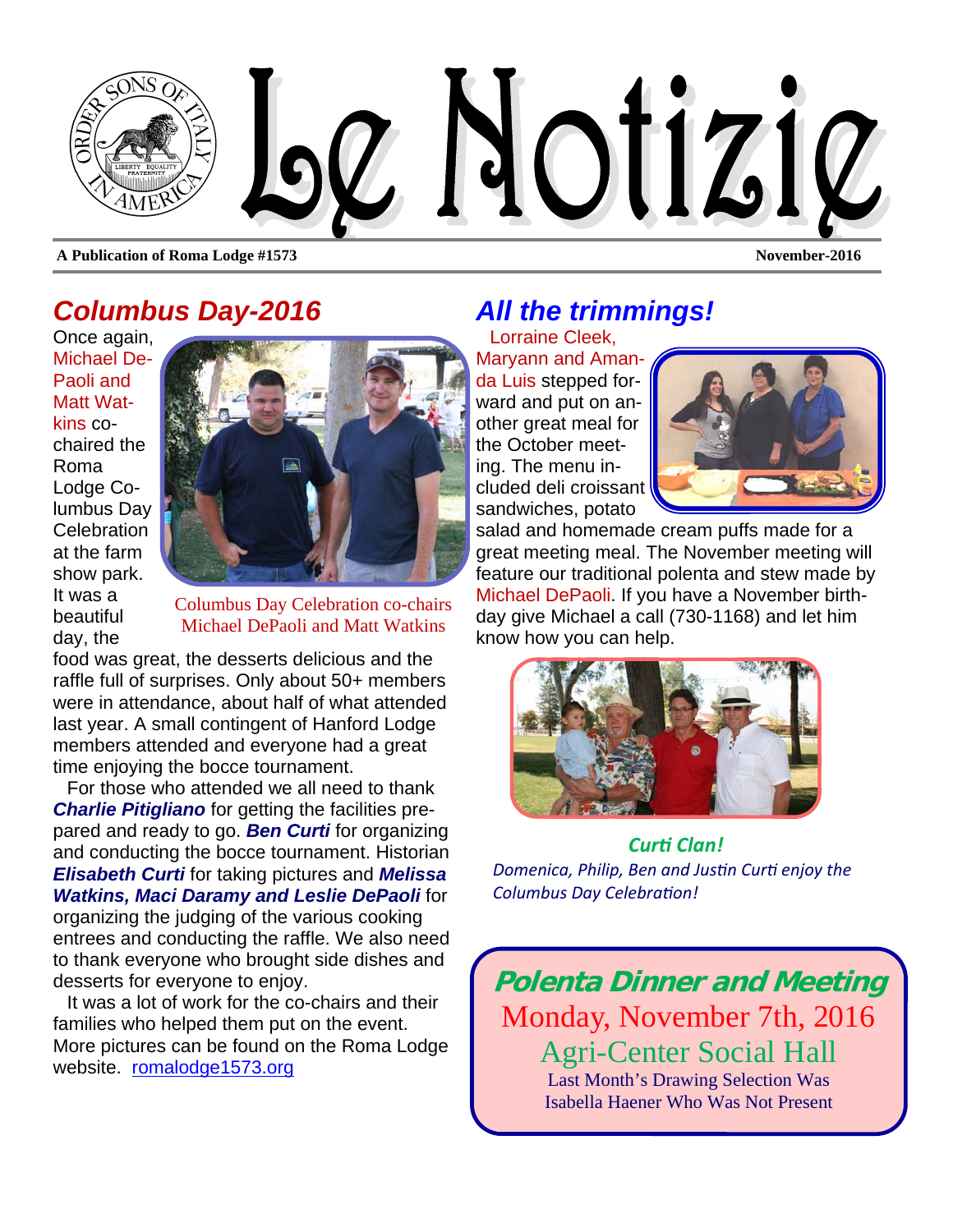# Le Notizie

**A Publication of Roma Lodge #1573** **November-2016**

## Columbus Day-2016

Once again, Michael DePaoli and Matt Watkins co-chaired the Roma Lodge Columbus Day Celebration at the farm show park. It was a beautiful day, the food was great, the desserts delicious and the raffle full of surprises. Only about 50+ members were in attendance, about half of what attended last year. A small contingent of Hanford Lodge members attended and everyone had a great time enjoying the bocce tournament.

Columbus Day Celebration co-chairs Michael DePaoli and Matt Watkins

For those who attended we all need to thank ***Charlie Pitigliano*** for getting the facilities prepared and ready to go. ***Ben Curti*** for organizing and conducting the bocce tournament. Historian ***Elisabeth Curti*** for taking pictures and ***Melissa Watkins, Maci Daramy and Leslie DePaoli*** for organizing the judging of the various cooking entrees and conducting the raffle. We also need to thank everyone who brought side dishes and desserts for everyone to enjoy.

It was a lot of work for the co-chairs and their families who helped them put on the event. More pictures can be found on the Roma Lodge website. romalodge1573.org

## All the trimmings!

Lorraine Cleek, Maryann and Amanda Luis stepped forward and put on another great meal for the October meeting. The menu included deli croissant sandwiches, potato salad and homemade cream puffs made for a great meeting meal. The November meeting will feature our traditional polenta and stew made by Michael DePaoli. If you have a November birthday give Michael a call (730-1168) and let him know how you can help.

***Curti Clan!***

*Domenica, Philip, Ben and Justin Curti enjoy the Columbus Day Celebration!*

### Polenta Dinner and Meeting

Monday, November 7th, 2016

Agri-Center Social Hall

Last Month's Drawing Selection Was Isabella Haener Who Was Not Present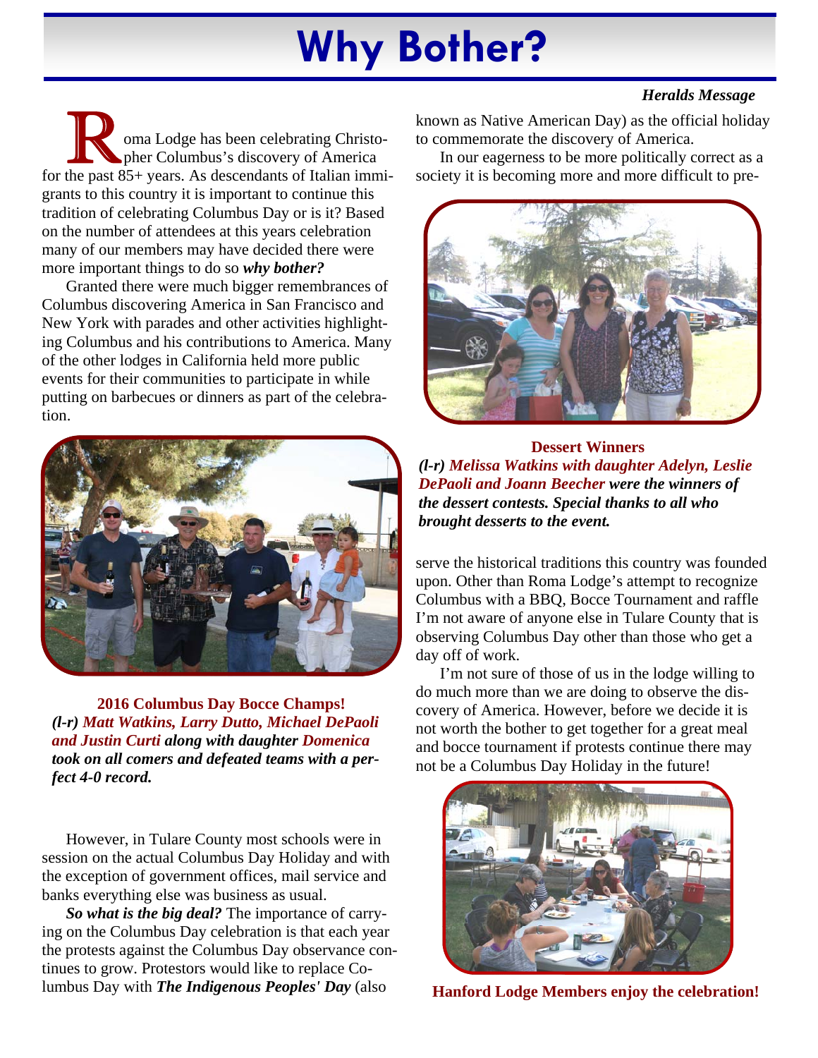# Why Bother?

***Heralds Message***

Roma Lodge has been celebrating Christopher Columbus's discovery of America for the past 85+ years. As descendants of Italian immigrants to this country it is important to continue this tradition of celebrating Columbus Day or is it? Based on the number of attendees at this years celebration many of our members may have decided there were more important things to do so ***why bother?***

Granted there were much bigger remembrances of Columbus discovering America in San Francisco and New York with parades and other activities highlighting Columbus and his contributions to America. Many of the other lodges in California held more public events for their communities to participate in while putting on barbecues or dinners as part of the celebration.

**2016 Columbus Day Bocce Champs!**
***(l-r) Matt Watkins, Larry Dutto, Michael DePaoli and Justin Curti along with daughter Domenica took on all comers and defeated teams with a perfect 4-0 record.***

However, in Tulare County most schools were in session on the actual Columbus Day Holiday and with the exception of government offices, mail service and banks everything else was business as usual.

***So what is the big deal?*** The importance of carrying on the Columbus Day celebration is that each year the protests against the Columbus Day observance continues to grow. Protestors would like to replace Columbus Day with ***The Indigenous Peoples' Day*** (also known as Native American Day) as the official holiday to commemorate the discovery of America.

In our eagerness to be more politically correct as a society it is becoming more and more difficult to preserve the historical traditions this country was founded upon. Other than Roma Lodge's attempt to recognize Columbus with a BBQ, Bocce Tournament and raffle I'm not aware of anyone else in Tulare County that is observing Columbus Day other than those who get a day off of work.

I'm not sure of those of us in the lodge willing to do much more than we are doing to observe the discovery of America. However, before we decide it is not worth the bother to get together for a great meal and bocce tournament if protests continue there may not be a Columbus Day Holiday in the future!

**Dessert Winners**
***(l-r) Melissa Watkins with daughter Adelyn, Leslie DePaoli and Joann Beecher were the winners of the dessert contests. Special thanks to all who brought desserts to the event.***

**Hanford Lodge Members enjoy the celebration!**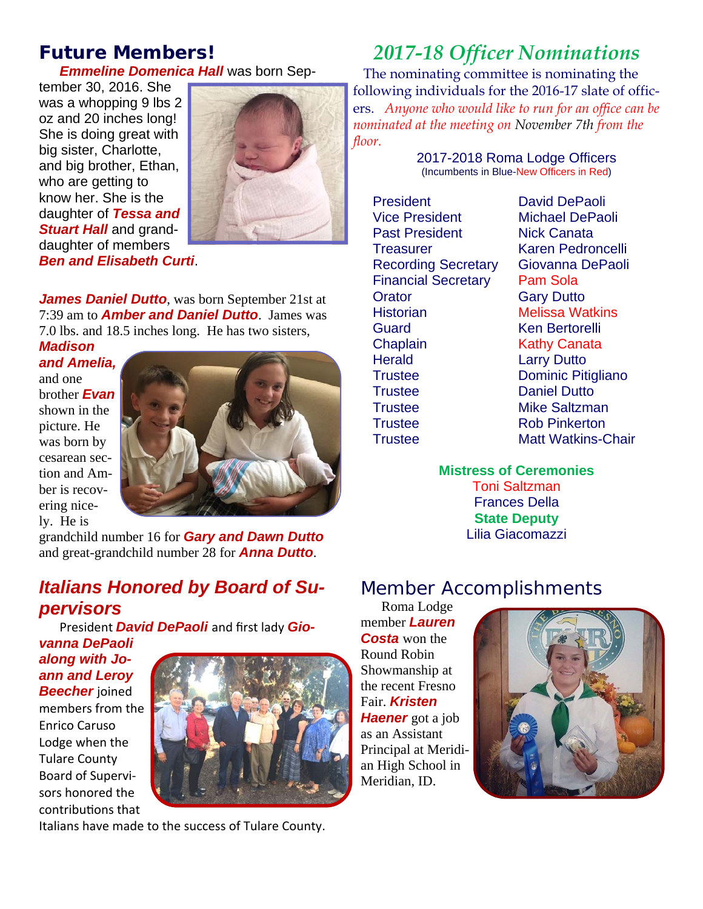## Future Members!

***Emmeline Domenica Hall*** was born September 30, 2016. She was a whopping 9 lbs 2 oz and 20 inches long! She is doing great with big sister, Charlotte, and big brother, Ethan, who are getting to know her. She is the daughter of ***Tessa and Stuart Hall*** and granddaughter of members ***Ben and Elisabeth Curti***.

***James Daniel Dutto***, was born September 21st at 7:39 am to ***Amber and Daniel Dutto***. James was 7.0 lbs. and 18.5 inches long. He has two sisters, ***Madison and Amelia,*** and one brother ***Evan*** shown in the picture. He was born by cesarean section and Amber is recovering nicely. He is grandchild number 16 for ***Gary and Dawn Dutto*** and great-grandchild number 28 for ***Anna Dutto***.

## *Italians Honored by Board of Supervisors*

President ***David DePaoli*** and first lady ***Giovanna DePaoli along with Joann and Leroy Beecher*** joined members from the Enrico Caruso Lodge when the Tulare County Board of Supervisors honored the contributions that Italians have made to the success of Tulare County.

## *2017-18 Officer Nominations*

The nominating committee is nominating the following individuals for the 2016-17 slate of officers. *Anyone who would like to run for an office can be nominated at the meeting on* November 7th *from the floor.*

**2017-2018 Roma Lodge Officers**
(Incumbents in Blue-New Officers in Red)

| Office | Nominee |
|---|---|
| President | David DePaoli |
| Vice President | Michael DePaoli |
| Past President | Nick Canata |
| Treasurer | Karen Pedroncelli |
| Recording Secretary | Giovanna DePaoli |
| Financial Secretary | Pam Sola |
| Orator | Gary Dutto |
| Historian | Melissa Watkins |
| Guard | Ken Bertorelli |
| Chaplain | Kathy Canata |
| Herald | Larry Dutto |
| Trustee | Dominic Pitigliano |
| Trustee | Daniel Dutto |
| Trustee | Mike Saltzman |
| Trustee | Rob Pinkerton |
| Trustee | Matt Watkins-Chair |

**Mistress of Ceremonies**
Toni Saltzman
Frances Della

**State Deputy**
Lilia Giacomazzi

## Member Accomplishments

Roma Lodge member ***Lauren Costa*** won the Round Robin Showmanship at the recent Fresno Fair. ***Kristen Haener*** got a job as an Assistant Principal at Meridian High School in Meridian, ID.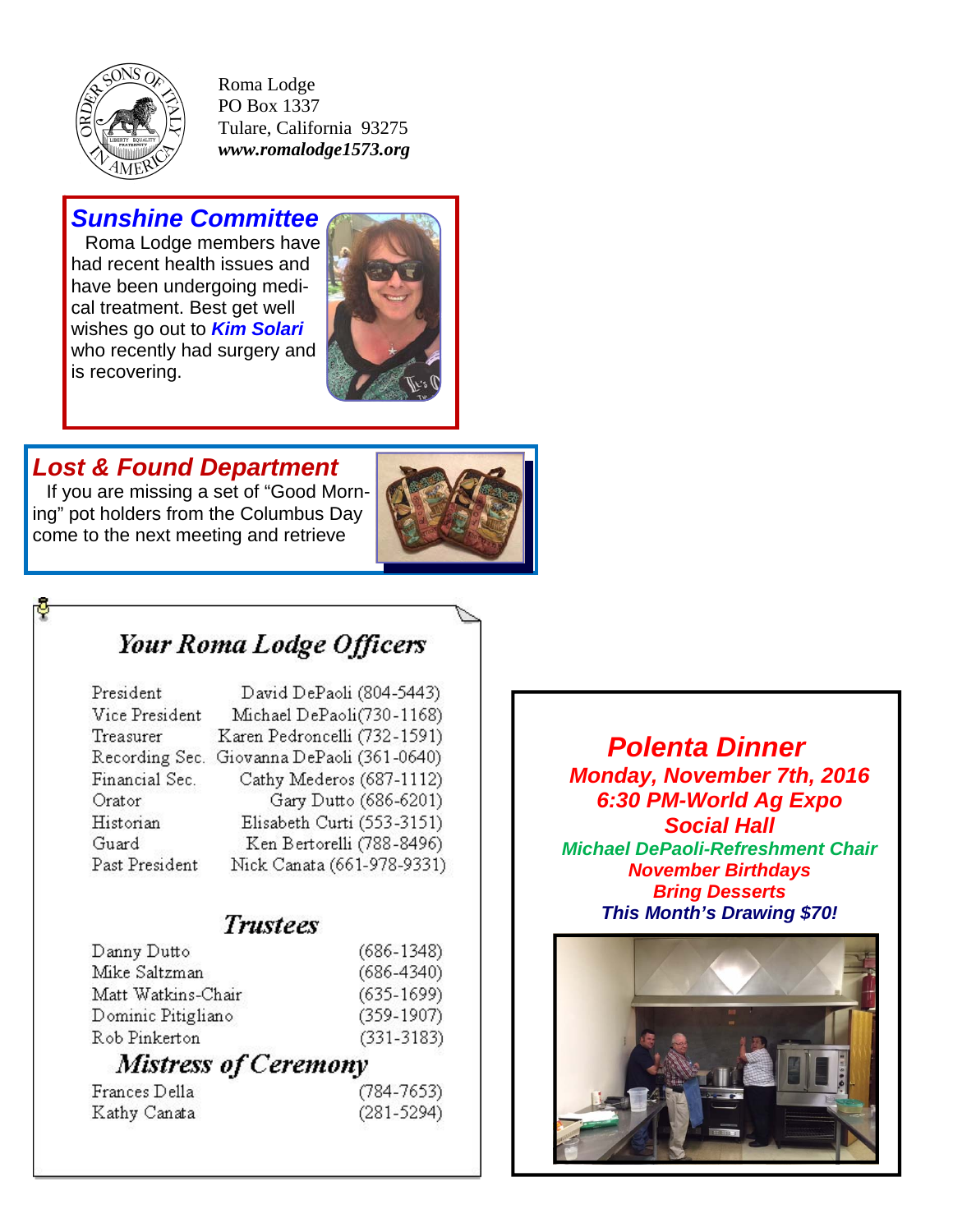Roma Lodge
PO Box 1337
Tulare, California 93275
***www.romalodge1573.org***

## Sunshine Committee

Roma Lodge members have had recent health issues and have been undergoing medical treatment. Best get well wishes go out to ***Kim Solari*** who recently had surgery and is recovering.

## Lost & Found Department

If you are missing a set of "Good Morning" pot holders from the Columbus Day come to the next meeting and retrieve

## Your Roma Lodge Officers

| | |
|---|---|
| President | David DePaoli (804-5443) |
| Vice President | Michael DePaoli(730-1168) |
| Treasurer | Karen Pedroncelli (732-1591) |
| Recording Sec. | Giovanna DePaoli (361-0640) |
| Financial Sec. | Cathy Mederos (687-1112) |
| Orator | Gary Dutto (686-6201) |
| Historian | Elisabeth Curti (553-3151) |
| Guard | Ken Bertorelli (788-8496) |
| Past President | Nick Canata (661-978-9331) |

### Trustees

| | |
|---|---|
| Danny Dutto | (686-1348) |
| Mike Saltzman | (686-4340) |
| Matt Watkins-Chair | (635-1699) |
| Dominic Pitigliano | (359-1907) |
| Rob Pinkerton | (331-3183) |

### Mistress of Ceremony

| | |
|---|---|
| Frances Della | (784-7653) |
| Kathy Canata | (281-5294) |

## Polenta Dinner

**Monday, November 7th, 2016**
**6:30 PM-World Ag Expo**
**Social Hall**
**Michael DePaoli-Refreshment Chair**
**November Birthdays**
**Bring Desserts**
**This Month's Drawing $70!**